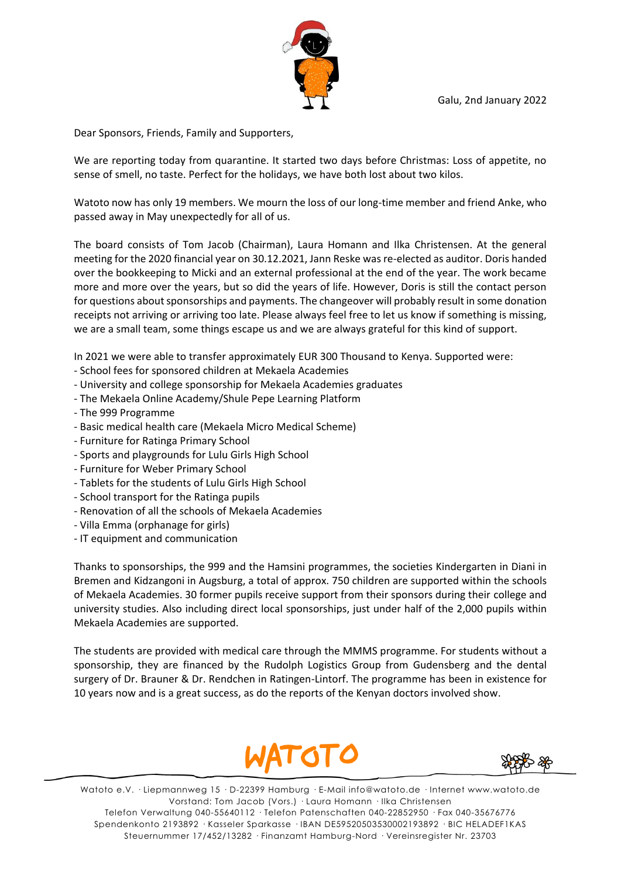Galu, 2nd January 2022

Dear Sponsors, Friends, Family and Supporters,

We are reporting today from quarantine. It started two days before Christmas: Loss of appetite, no sense of smell, no taste. Perfect for the holidays, we have both lost about two kilos.

Watoto now has only 19 members. We mourn the loss of our long-time member and friend Anke, who passed away in May unexpectedly for all of us.

The board consists of Tom Jacob (Chairman), Laura Homann and Ilka Christensen. At the general meeting for the 2020 financial year on 30.12.2021, Jann Reske was re-elected as auditor. Doris handed over the bookkeeping to Micki and an external professional at the end of the year. The work became more and more over the years, but so did the years of life. However, Doris is still the contact person for questions about sponsorships and payments. The changeover will probably result in some donation receipts not arriving or arriving too late. Please always feel free to let us know if something is missing, we are a small team, some things escape us and we are always grateful for this kind of support.

In 2021 we were able to transfer approximately EUR 300 Thousand to Kenya. Supported were:

- School fees for sponsored children at Mekaela Academies
- University and college sponsorship for Mekaela Academies graduates
- The Mekaela Online Academy/Shule Pepe Learning Platform
- The 999 Programme
- Basic medical health care (Mekaela Micro Medical Scheme)
- Furniture for Ratinga Primary School
- Sports and playgrounds for Lulu Girls High School
- Furniture for Weber Primary School
- Tablets for the students of Lulu Girls High School
- School transport for the Ratinga pupils
- Renovation of all the schools of Mekaela Academies
- Villa Emma (orphanage for girls)
- IT equipment and communication

Thanks to sponsorships, the 999 and the Hamsini programmes, the societies Kindergarten in Diani in Bremen and Kidzangoni in Augsburg, a total of approx. 750 children are supported within the schools of Mekaela Academies. 30 former pupils receive support from their sponsors during their college and university studies. Also including direct local sponsorships, just under half of the 2,000 pupils within Mekaela Academies are supported.

The students are provided with medical care through the MMMS programme. For students without a sponsorship, they are financed by the Rudolph Logistics Group from Gudensberg and the dental surgery of Dr. Brauner & Dr. Rendchen in Ratingen-Lintorf. The programme has been in existence for 10 years now and is a great success, as do the reports of the Kenyan doctors involved show.

WATOTO

Watoto e.V. · Liepmannweg 15 · D-22399 Hamburg · E-Mail info@watoto.de · Internet www.watoto.de
Vorstand: Tom Jacob (Vors.) · Laura Homann · Ilka Christensen
Telefon Verwaltung 040-55640112 · Telefon Patenschaften 040-22852950 · Fax 040-35676776
Spendenkonto 2193892 · Kasseler Sparkasse · IBAN DE59520503530002193892 · BIC HELADEF1KAS
Steuernummer 17/452/13282 · Finanzamt Hamburg-Nord · Vereinsregister Nr. 23703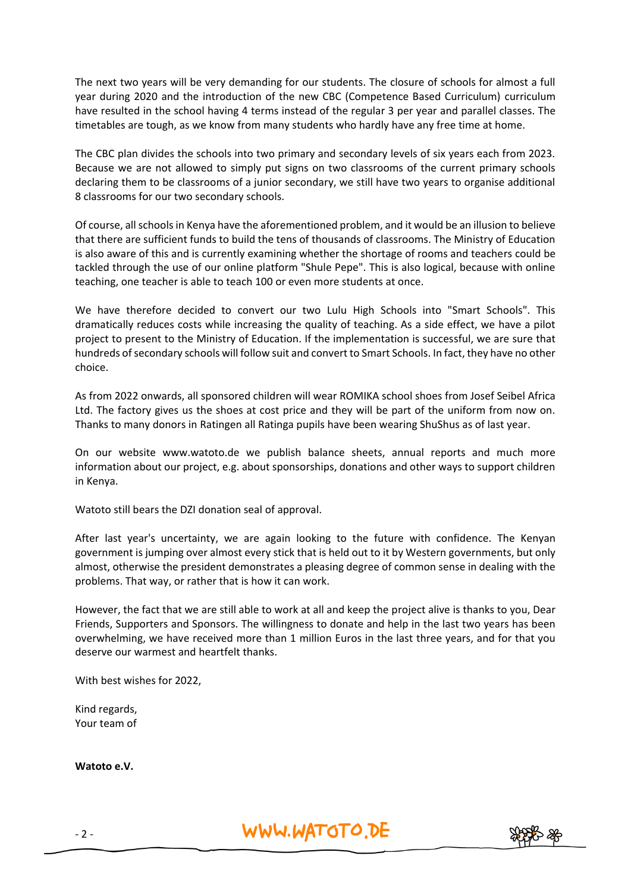The next two years will be very demanding for our students. The closure of schools for almost a full year during 2020 and the introduction of the new CBC (Competence Based Curriculum) curriculum have resulted in the school having 4 terms instead of the regular 3 per year and parallel classes. The timetables are tough, as we know from many students who hardly have any free time at home.

The CBC plan divides the schools into two primary and secondary levels of six years each from 2023. Because we are not allowed to simply put signs on two classrooms of the current primary schools declaring them to be classrooms of a junior secondary, we still have two years to organise additional 8 classrooms for our two secondary schools.

Of course, all schools in Kenya have the aforementioned problem, and it would be an illusion to believe that there are sufficient funds to build the tens of thousands of classrooms. The Ministry of Education is also aware of this and is currently examining whether the shortage of rooms and teachers could be tackled through the use of our online platform "Shule Pepe". This is also logical, because with online teaching, one teacher is able to teach 100 or even more students at once.

We have therefore decided to convert our two Lulu High Schools into "Smart Schools". This dramatically reduces costs while increasing the quality of teaching. As a side effect, we have a pilot project to present to the Ministry of Education. If the implementation is successful, we are sure that hundreds of secondary schools will follow suit and convert to Smart Schools. In fact, they have no other choice.

As from 2022 onwards, all sponsored children will wear ROMIKA school shoes from Josef Seibel Africa Ltd. The factory gives us the shoes at cost price and they will be part of the uniform from now on. Thanks to many donors in Ratingen all Ratinga pupils have been wearing ShuShus as of last year.

On our website www.watoto.de we publish balance sheets, annual reports and much more information about our project, e.g. about sponsorships, donations and other ways to support children in Kenya.

Watoto still bears the DZI donation seal of approval.

After last year's uncertainty, we are again looking to the future with confidence. The Kenyan government is jumping over almost every stick that is held out to it by Western governments, but only almost, otherwise the president demonstrates a pleasing degree of common sense in dealing with the problems. That way, or rather that is how it can work.

However, the fact that we are still able to work at all and keep the project alive is thanks to you, Dear Friends, Supporters and Sponsors. The willingness to donate and help in the last two years has been overwhelming, we have received more than 1 million Euros in the last three years, and for that you deserve our warmest and heartfelt thanks.

With best wishes for 2022,

Kind regards,  
Your team of

**Watoto e.V.**